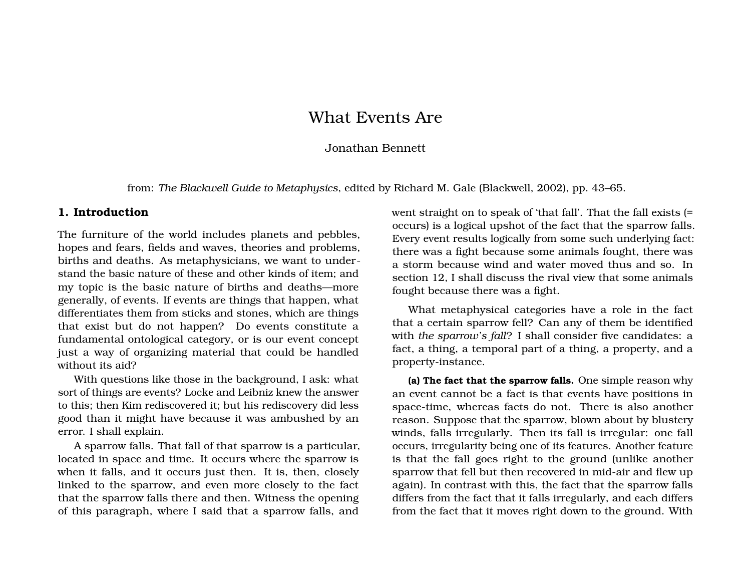# What Events Are

Jonathan Bennett

from: *The Blackwell Guide to Metaphysics*, edited by Richard M. Gale (Blackwell, 2002), pp. 43–65.

## 1. Introduction

The furniture of the world includes planets and pebbles, hopes and fears, fields and waves, theories and problems, births and deaths. As metaphysicians, we want to understand the basic nature of these and other kinds of item; and my topic is the basic nature of births and deaths—more generally, of events. If events are things that happen, what differentiates them from sticks and stones, which are things that exist but do not happen? Do events constitute a fundamental ontological category, or is our event concept just a way of organizing material that could be handled without its aid?

With questions like those in the background, I ask: what sort of things are events? Locke and Leibniz knew the answer to this; then Kim rediscovered it; but his rediscovery did less good than it might have because it was ambushed by an error. I shall explain.

A sparrow falls. That fall of that sparrow is a particular, located in space and time. It occurs where the sparrow is when it falls, and it occurs just then. It is, then, closely linked to the sparrow, and even more closely to the fact that the sparrow falls there and then. Witness the opening of this paragraph, where I said that a sparrow falls, and went straight on to speak of 'that fall'. That the fall exists (= occurs) is a logical upshot of the fact that the sparrow falls. Every event results logically from some such underlying fact: there was a fight because some animals fought, there was a storm because wind and water moved thus and so. In section 12, I shall discuss the rival view that some animals fought because there was a fight.

What metaphysical categories have a role in the fact that a certain sparrow fell? Can any of them be identified with *the sparrow's fall*? I shall consider five candidates: a fact, a thing, a temporal part of a thing, a property, and a property-instance.

**(a) The fact that the sparrow falls.** One simple reason why an event cannot be a fact is that events have positions in space-time, whereas facts do not. There is also another reason. Suppose that the sparrow, blown about by blustery winds, falls irregularly. Then its fall is irregular: one fall occurs, irregularity being one of its features. Another feature is that the fall goes right to the ground (unlike another sparrow that fell but then recovered in mid-air and flew up again). In contrast with this, the fact that the sparrow falls differs from the fact that it falls irregularly, and each differs from the fact that it moves right down to the ground. With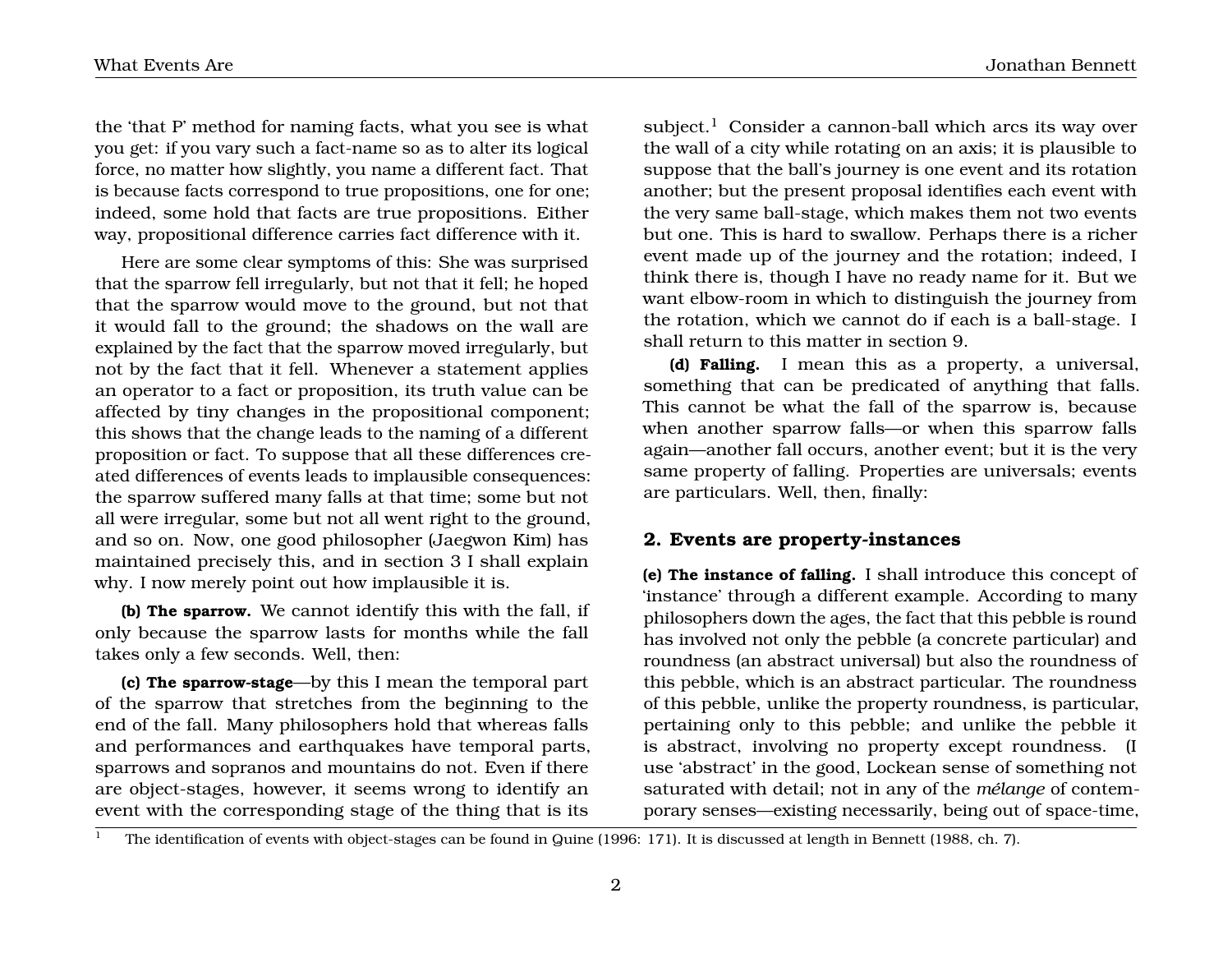the 'that P' method for naming facts, what you see is what you get: if you vary such a fact-name so as to alter its logical force, no matter how slightly, you name a different fact. That is because facts correspond to true propositions, one for one; indeed, some hold that facts are true propositions. Either way, propositional difference carries fact difference with it.

Here are some clear symptoms of this: She was surprised that the sparrow fell irregularly, but not that it fell; he hoped that the sparrow would move to the ground, but not that it would fall to the ground; the shadows on the wall are explained by the fact that the sparrow moved irregularly, but not by the fact that it fell. Whenever a statement applies an operator to a fact or proposition, its truth value can be affected by tiny changes in the propositional component; this shows that the change leads to the naming of a different proposition or fact. To suppose that all these differences created differences of events leads to implausible consequences: the sparrow suffered many falls at that time; some but not all were irregular, some but not all went right to the ground, and so on. Now, one good philosopher (Jaegwon Kim) has maintained precisely this, and in section 3 I shall explain why. I now merely point out how implausible it is.

**(b) The sparrow.** We cannot identify this with the fall, if only because the sparrow lasts for months while the fall takes only a few seconds. Well, then:

**(c) The sparrow-stage**—by this I mean the temporal part of the sparrow that stretches from the beginning to the end of the fall. Many philosophers hold that whereas falls and performances and earthquakes have temporal parts, sparrows and sopranos and mountains do not. Even if there are object-stages, however, it seems wrong to identify an event with the corresponding stage of the thing that is its subject.[1] Consider a cannon-ball which arcs its way over the wall of a city while rotating on an axis; it is plausible to suppose that the ball's journey is one event and its rotation another; but the present proposal identifies each event with the very same ball-stage, which makes them not two events but one. This is hard to swallow. Perhaps there is a richer event made up of the journey and the rotation; indeed, I think there is, though I have no ready name for it. But we want elbow-room in which to distinguish the journey from the rotation, which we cannot do if each is a ball-stage. I shall return to this matter in section 9.

**(d) Falling.** I mean this as a property, a universal, something that can be predicated of anything that falls. This cannot be what the fall of the sparrow is, because when another sparrow falls—or when this sparrow falls again—another fall occurs, another event; but it is the very same property of falling. Properties are universals; events are particulars. Well, then, finally:

## 2. Events are property-instances

**(e) The instance of falling.** I shall introduce this concept of 'instance' through a different example. According to many philosophers down the ages, the fact that this pebble is round has involved not only the pebble (a concrete particular) and roundness (an abstract universal) but also the roundness of this pebble, which is an abstract particular. The roundness of this pebble, unlike the property roundness, is particular, pertaining only to this pebble; and unlike the pebble it is abstract, involving no property except roundness. (I use 'abstract' in the good, Lockean sense of something not saturated with detail; not in any of the *mélange* of contemporary senses—existing necessarily, being out of space-time,

[1] The identification of events with object-stages can be found in Quine (1996: 171). It is discussed at length in Bennett (1988, ch. 7).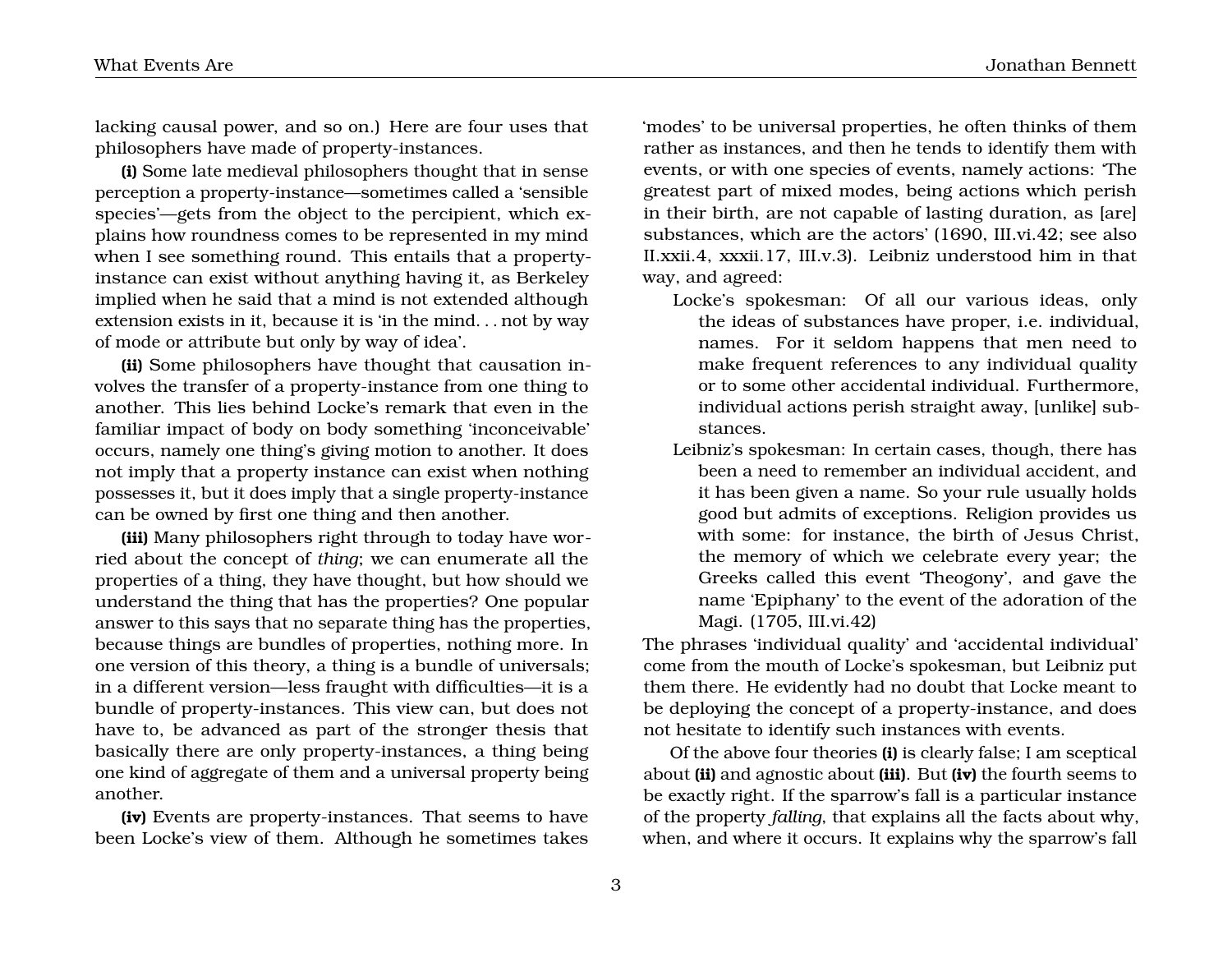lacking causal power, and so on.) Here are four uses that philosophers have made of property-instances.

**(i)** Some late medieval philosophers thought that in sense perception a property-instance—sometimes called a 'sensible species'—gets from the object to the percipient, which explains how roundness comes to be represented in my mind when I see something round. This entails that a property-instance can exist without anything having it, as Berkeley implied when he said that a mind is not extended although extension exists in it, because it is 'in the mind. . . not by way of mode or attribute but only by way of idea'.

**(ii)** Some philosophers have thought that causation involves the transfer of a property-instance from one thing to another. This lies behind Locke's remark that even in the familiar impact of body on body something 'inconceivable' occurs, namely one thing's giving motion to another. It does not imply that a property instance can exist when nothing possesses it, but it does imply that a single property-instance can be owned by first one thing and then another.

**(iii)** Many philosophers right through to today have worried about the concept of *thing*; we can enumerate all the properties of a thing, they have thought, but how should we understand the thing that has the properties? One popular answer to this says that no separate thing has the properties, because things are bundles of properties, nothing more. In one version of this theory, a thing is a bundle of universals; in a different version—less fraught with difficulties—it is a bundle of property-instances. This view can, but does not have to, be advanced as part of the stronger thesis that basically there are only property-instances, a thing being one kind of aggregate of them and a universal property being another.

**(iv)** Events are property-instances. That seems to have been Locke's view of them. Although he sometimes takes 'modes' to be universal properties, he often thinks of them rather as instances, and then he tends to identify them with events, or with one species of events, namely actions: 'The greatest part of mixed modes, being actions which perish in their birth, are not capable of lasting duration, as [are] substances, which are the actors' (1690, III.vi.42; see also II.xxii.4, xxxii.17, III.v.3). Leibniz understood him in that way, and agreed:

> Locke's spokesman: Of all our various ideas, only the ideas of substances have proper, i.e. individual, names. For it seldom happens that men need to make frequent references to any individual quality or to some other accidental individual. Furthermore, individual actions perish straight away, [unlike] substances.
>
> Leibniz's spokesman: In certain cases, though, there has been a need to remember an individual accident, and it has been given a name. So your rule usually holds good but admits of exceptions. Religion provides us with some: for instance, the birth of Jesus Christ, the memory of which we celebrate every year; the Greeks called this event 'Theogony', and gave the name 'Epiphany' to the event of the adoration of the Magi. (1705, III.vi.42)

The phrases 'individual quality' and 'accidental individual' come from the mouth of Locke's spokesman, but Leibniz put them there. He evidently had no doubt that Locke meant to be deploying the concept of a property-instance, and does not hesitate to identify such instances with events.

Of the above four theories **(i)** is clearly false; I am sceptical about **(ii)** and agnostic about **(iii)**. But **(iv)** the fourth seems to be exactly right. If the sparrow's fall is a particular instance of the property *falling*, that explains all the facts about why, when, and where it occurs. It explains why the sparrow's fall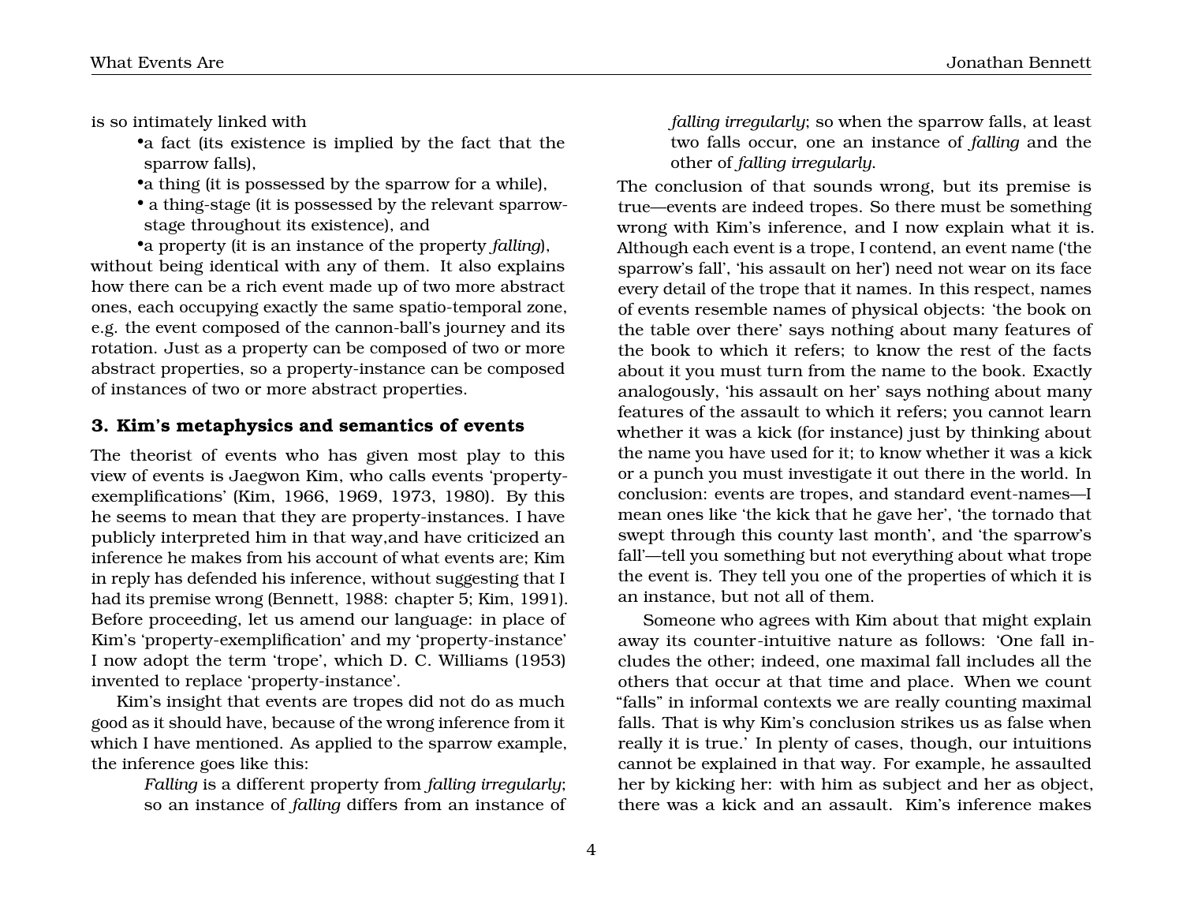is so intimately linked with

- a fact (its existence is implied by the fact that the sparrow falls),
- a thing (it is possessed by the sparrow for a while),
- a thing-stage (it is possessed by the relevant sparrow-stage throughout its existence), and
- a property (it is an instance of the property *falling*),

without being identical with any of them. It also explains how there can be a rich event made up of two more abstract ones, each occupying exactly the same spatio-temporal zone, e.g. the event composed of the cannon-ball's journey and its rotation. Just as a property can be composed of two or more abstract properties, so a property-instance can be composed of instances of two or more abstract properties.

### 3. Kim's metaphysics and semantics of events

The theorist of events who has given most play to this view of events is Jaegwon Kim, who calls events 'property-exemplifications' (Kim, 1966, 1969, 1973, 1980). By this he seems to mean that they are property-instances. I have publicly interpreted him in that way,and have criticized an inference he makes from his account of what events are; Kim in reply has defended his inference, without suggesting that I had its premise wrong (Bennett, 1988: chapter 5; Kim, 1991). Before proceeding, let us amend our language: in place of Kim's 'property-exemplification' and my 'property-instance' I now adopt the term 'trope', which D. C. Williams (1953) invented to replace 'property-instance'.

Kim's insight that events are tropes did not do as much good as it should have, because of the wrong inference from it which I have mentioned. As applied to the sparrow example, the inference goes like this:

> *Falling* is a different property from *falling irregularly*; so an instance of *falling* differs from an instance of *falling irregularly*; so when the sparrow falls, at least two falls occur, one an instance of *falling* and the other of *falling irregularly*.

The conclusion of that sounds wrong, but its premise is true—events are indeed tropes. So there must be something wrong with Kim's inference, and I now explain what it is. Although each event is a trope, I contend, an event name ('the sparrow's fall', 'his assault on her') need not wear on its face every detail of the trope that it names. In this respect, names of events resemble names of physical objects: 'the book on the table over there' says nothing about many features of the book to which it refers; to know the rest of the facts about it you must turn from the name to the book. Exactly analogously, 'his assault on her' says nothing about many features of the assault to which it refers; you cannot learn whether it was a kick (for instance) just by thinking about the name you have used for it; to know whether it was a kick or a punch you must investigate it out there in the world. In conclusion: events are tropes, and standard event-names—I mean ones like 'the kick that he gave her', 'the tornado that swept through this county last month', and 'the sparrow's fall'—tell you something but not everything about what trope the event is. They tell you one of the properties of which it is an instance, but not all of them.

Someone who agrees with Kim about that might explain away its counter-intuitive nature as follows: 'One fall includes the other; indeed, one maximal fall includes all the others that occur at that time and place. When we count "falls" in informal contexts we are really counting maximal falls. That is why Kim's conclusion strikes us as false when really it is true.' In plenty of cases, though, our intuitions cannot be explained in that way. For example, he assaulted her by kicking her: with him as subject and her as object, there was a kick and an assault. Kim's inference makes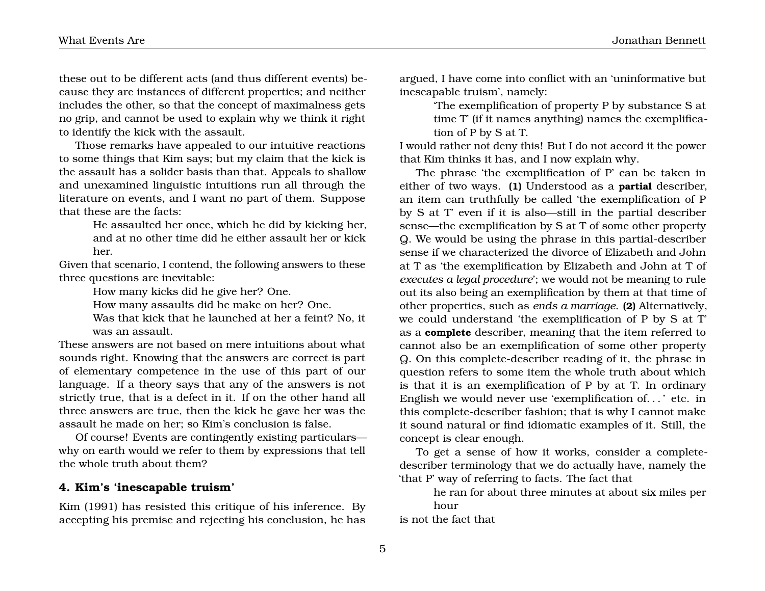these out to be different acts (and thus different events) because they are instances of different properties; and neither includes the other, so that the concept of maximalness gets no grip, and cannot be used to explain why we think it right to identify the kick with the assault.

Those remarks have appealed to our intuitive reactions to some things that Kim says; but my claim that the kick is the assault has a solider basis than that. Appeals to shallow and unexamined linguistic intuitions run all through the literature on events, and I want no part of them. Suppose that these are the facts:

> He assaulted her once, which he did by kicking her, and at no other time did he either assault her or kick her.

Given that scenario, I contend, the following answers to these three questions are inevitable:

> How many kicks did he give her? One.
> How many assaults did he make on her? One.
> Was that kick that he launched at her a feint? No, it was an assault.

These answers are not based on mere intuitions about what sounds right. Knowing that the answers are correct is part of elementary competence in the use of this part of our language. If a theory says that any of the answers is not strictly true, that is a defect in it. If on the other hand all three answers are true, then the kick he gave her was the assault he made on her; so Kim's conclusion is false.

Of course! Events are contingently existing particulars—why on earth would we refer to them by expressions that tell the whole truth about them?

## 4. Kim's 'inescapable truism'

Kim (1991) has resisted this critique of his inference. By accepting his premise and rejecting his conclusion, he has argued, I have come into conflict with an 'uninformative but inescapable truism', namely:

> 'The exemplification of property P by substance S at time T' (if it names anything) names the exemplification of P by S at T.

I would rather not deny this! But I do not accord it the power that Kim thinks it has, and I now explain why.

The phrase 'the exemplification of P' can be taken in either of two ways. **(1)** Understood as a **partial** describer, an item can truthfully be called 'the exemplification of P by S at T' even if it is also—still in the partial describer sense—the exemplification by S at T of some other property Q. We would be using the phrase in this partial-describer sense if we characterized the divorce of Elizabeth and John at T as 'the exemplification by Elizabeth and John at T of *executes a legal procedure*'; we would not be meaning to rule out its also being an exemplification by them at that time of other properties, such as *ends a marriage*. **(2)** Alternatively, we could understand 'the exemplification of P by S at T' as a **complete** describer, meaning that the item referred to cannot also be an exemplification of some other property Q. On this complete-describer reading of it, the phrase in question refers to some item the whole truth about which is that it is an exemplification of P by at T. In ordinary English we would never use 'exemplification of. . . ' etc. in this complete-describer fashion; that is why I cannot make it sound natural or find idiomatic examples of it. Still, the concept is clear enough.

To get a sense of how it works, consider a complete-describer terminology that we do actually have, namely the 'that P' way of referring to facts. The fact that

> he ran for about three minutes at about six miles per hour

is not the fact that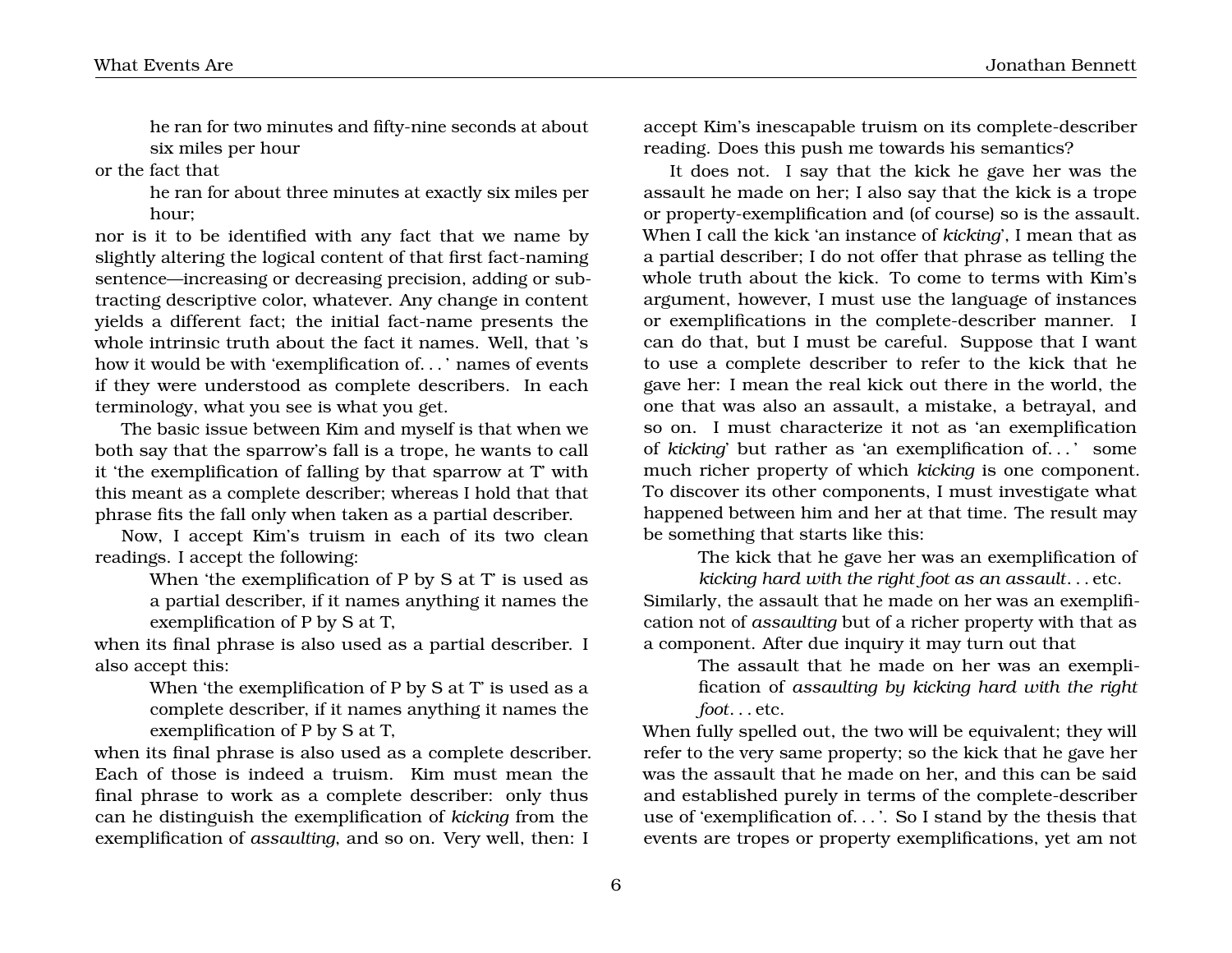> he ran for two minutes and fifty-nine seconds at about six miles per hour

or the fact that

> he ran for about three minutes at exactly six miles per hour;

nor is it to be identified with any fact that we name by slightly altering the logical content of that first fact-naming sentence—increasing or decreasing precision, adding or subtracting descriptive color, whatever. Any change in content yields a different fact; the initial fact-name presents the whole intrinsic truth about the fact it names. Well, that 's how it would be with 'exemplification of. . . ' names of events if they were understood as complete describers. In each terminology, what you see is what you get.

The basic issue between Kim and myself is that when we both say that the sparrow's fall is a trope, he wants to call it 'the exemplification of falling by that sparrow at T' with this meant as a complete describer; whereas I hold that that phrase fits the fall only when taken as a partial describer.

Now, I accept Kim's truism in each of its two clean readings. I accept the following:

> When 'the exemplification of P by S at T' is used as a partial describer, if it names anything it names the exemplification of P by S at T,

when its final phrase is also used as a partial describer. I also accept this:

> When 'the exemplification of P by S at T' is used as a complete describer, if it names anything it names the exemplification of P by S at T,

when its final phrase is also used as a complete describer. Each of those is indeed a truism. Kim must mean the final phrase to work as a complete describer: only thus can he distinguish the exemplification of *kicking* from the exemplification of *assaulting*, and so on. Very well, then: I accept Kim's inescapable truism on its complete-describer reading. Does this push me towards his semantics?

It does not. I say that the kick he gave her was the assault he made on her; I also say that the kick is a trope or property-exemplification and (of course) so is the assault. When I call the kick 'an instance of *kicking*', I mean that as a partial describer; I do not offer that phrase as telling the whole truth about the kick. To come to terms with Kim's argument, however, I must use the language of instances or exemplifications in the complete-describer manner. I can do that, but I must be careful. Suppose that I want to use a complete describer to refer to the kick that he gave her: I mean the real kick out there in the world, the one that was also an assault, a mistake, a betrayal, and so on. I must characterize it not as 'an exemplification of *kicking*' but rather as 'an exemplification of. . . ' some much richer property of which *kicking* is one component. To discover its other components, I must investigate what happened between him and her at that time. The result may be something that starts like this:

> The kick that he gave her was an exemplification of *kicking hard with the right foot as an assault*. . . etc.

Similarly, the assault that he made on her was an exemplification not of *assaulting* but of a richer property with that as a component. After due inquiry it may turn out that

> The assault that he made on her was an exemplification of *assaulting by kicking hard with the right foot*. . . etc.

When fully spelled out, the two will be equivalent; they will refer to the very same property; so the kick that he gave her was the assault that he made on her, and this can be said and established purely in terms of the complete-describer use of 'exemplification of. . . '. So I stand by the thesis that events are tropes or property exemplifications, yet am not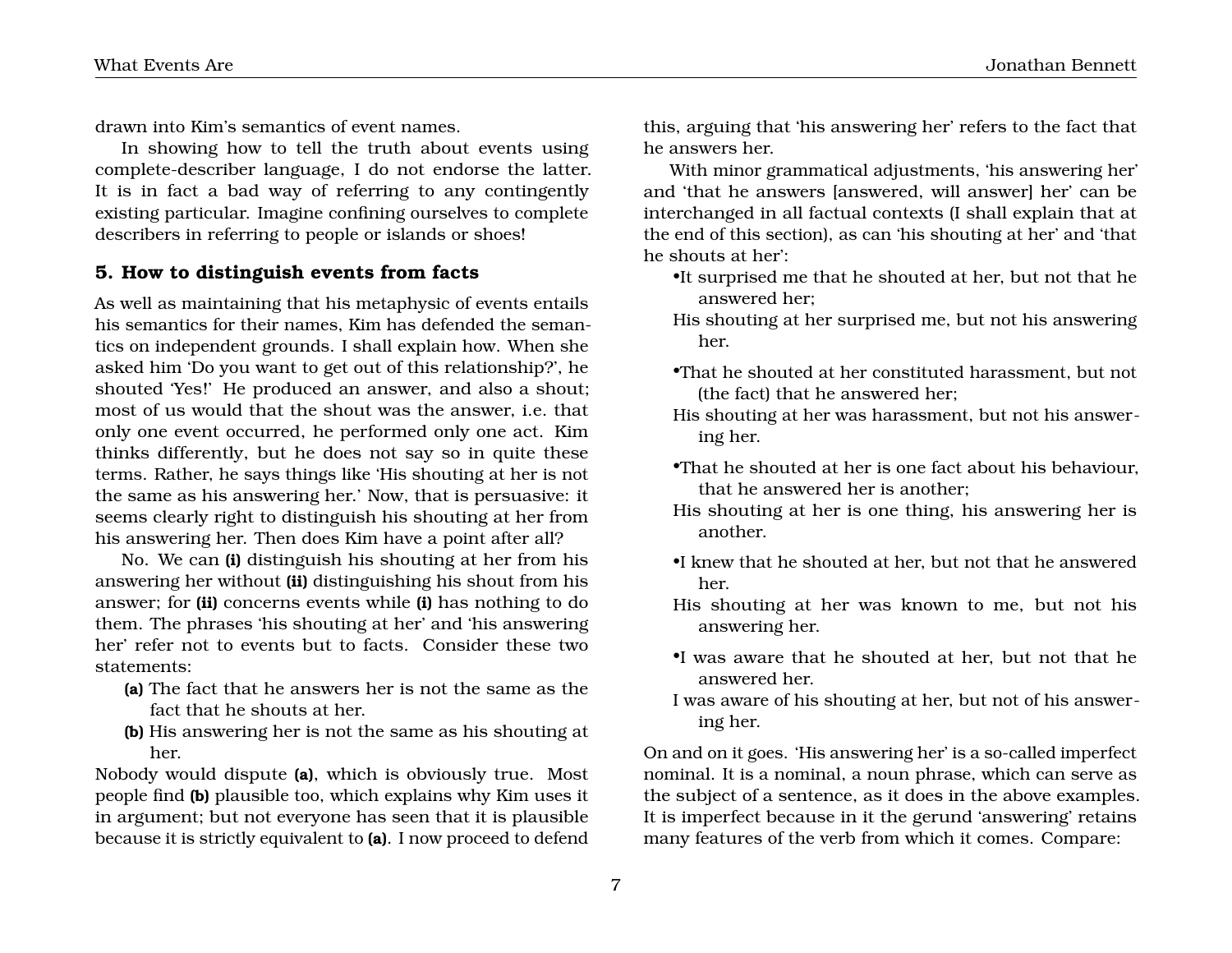drawn into Kim's semantics of event names.

In showing how to tell the truth about events using complete-describer language, I do not endorse the latter. It is in fact a bad way of referring to any contingently existing particular. Imagine confining ourselves to complete describers in referring to people or islands or shoes!

## 5. How to distinguish events from facts

As well as maintaining that his metaphysic of events entails his semantics for their names, Kim has defended the semantics on independent grounds. I shall explain how. When she asked him 'Do you want to get out of this relationship?', he shouted 'Yes!' He produced an answer, and also a shout; most of us would that the shout was the answer, i.e. that only one event occurred, he performed only one act. Kim thinks differently, but he does not say so in quite these terms. Rather, he says things like 'His shouting at her is not the same as his answering her.' Now, that is persuasive: it seems clearly right to distinguish his shouting at her from his answering her. Then does Kim have a point after all?

No. We can **(i)** distinguish his shouting at her from his answering her without **(ii)** distinguishing his shout from his answer; for **(ii)** concerns events while **(i)** has nothing to do them. The phrases 'his shouting at her' and 'his answering her' refer not to events but to facts. Consider these two statements:

**(a)** The fact that he answers her is not the same as the fact that he shouts at her.

**(b)** His answering her is not the same as his shouting at her.

Nobody would dispute **(a)**, which is obviously true. Most people find **(b)** plausible too, which explains why Kim uses it in argument; but not everyone has seen that it is plausible because it is strictly equivalent to **(a)**. I now proceed to defend this, arguing that 'his answering her' refers to the fact that he answers her.

With minor grammatical adjustments, 'his answering her' and 'that he answers [answered, will answer] her' can be interchanged in all factual contexts (I shall explain that at the end of this section), as can 'his shouting at her' and 'that he shouts at her':

- It surprised me that he shouted at her, but not that he answered her;
  His shouting at her surprised me, but not his answering her.

- That he shouted at her constituted harassment, but not (the fact) that he answered her;
  His shouting at her was harassment, but not his answering her.

- That he shouted at her is one fact about his behaviour, that he answered her is another;
  His shouting at her is one thing, his answering her is another.

- I knew that he shouted at her, but not that he answered her.
  His shouting at her was known to me, but not his answering her.

- I was aware that he shouted at her, but not that he answered her.
  I was aware of his shouting at her, but not of his answering her.

On and on it goes. 'His answering her' is a so-called imperfect nominal. It is a nominal, a noun phrase, which can serve as the subject of a sentence, as it does in the above examples. It is imperfect because in it the gerund 'answering' retains many features of the verb from which it comes. Compare: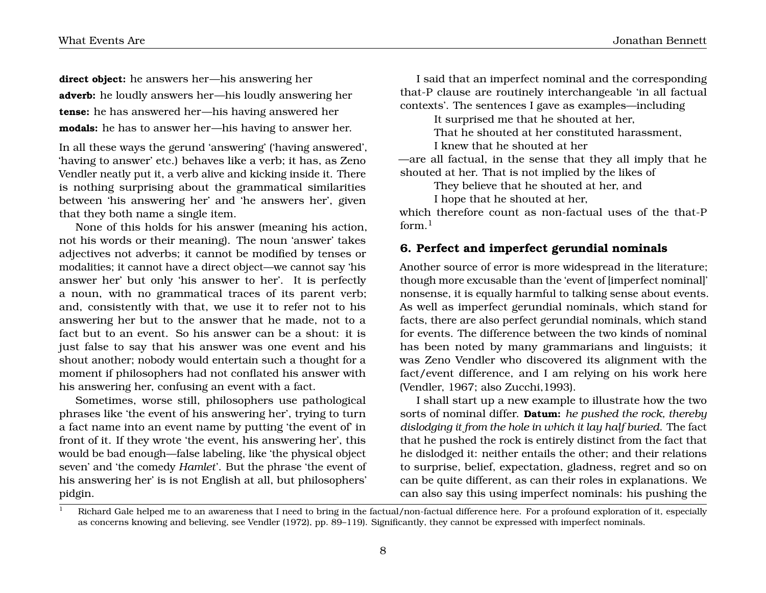**direct object:** he answers her—his answering her

**adverb:** he loudly answers her—his loudly answering her

**tense:** he has answered her—his having answered her

**modals:** he has to answer her—his having to answer her.

In all these ways the gerund 'answering' ('having answered', 'having to answer' etc.) behaves like a verb; it has, as Zeno Vendler neatly put it, a verb alive and kicking inside it. There is nothing surprising about the grammatical similarities between 'his answering her' and 'he answers her', given that they both name a single item.

None of this holds for his answer (meaning his action, not his words or their meaning). The noun 'answer' takes adjectives not adverbs; it cannot be modified by tenses or modalities; it cannot have a direct object—we cannot say 'his answer her' but only 'his answer to her'. It is perfectly a noun, with no grammatical traces of its parent verb; and, consistently with that, we use it to refer not to his answering her but to the answer that he made, not to a fact but to an event. So his answer can be a shout: it is just false to say that his answer was one event and his shout another; nobody would entertain such a thought for a moment if philosophers had not conflated his answer with his answering her, confusing an event with a fact.

Sometimes, worse still, philosophers use pathological phrases like 'the event of his answering her', trying to turn a fact name into an event name by putting 'the event of' in front of it. If they wrote 'the event, his answering her', this would be bad enough—false labeling, like 'the physical object seven' and 'the comedy *Hamlet*'. But the phrase 'the event of his answering her' is is not English at all, but philosophers' pidgin.

I said that an imperfect nominal and the corresponding that-P clause are routinely interchangeable 'in all factual contexts'. The sentences I gave as examples—including

It surprised me that he shouted at her,

That he shouted at her constituted harassment,

I knew that he shouted at her

—are all factual, in the sense that they all imply that he shouted at her. That is not implied by the likes of

They believe that he shouted at her, and

I hope that he shouted at her,

which therefore count as non-factual uses of the that-P form.[1]

## 6. Perfect and imperfect gerundial nominals

Another source of error is more widespread in the literature; though more excusable than the 'event of [imperfect nominal]' nonsense, it is equally harmful to talking sense about events. As well as imperfect gerundial nominals, which stand for facts, there are also perfect gerundial nominals, which stand for events. The difference between the two kinds of nominal has been noted by many grammarians and linguists; it was Zeno Vendler who discovered its alignment with the fact/event difference, and I am relying on his work here (Vendler, 1967; also Zucchi,1993).

I shall start up a new example to illustrate how the two sorts of nominal differ. **Datum:** *he pushed the rock, thereby dislodging it from the hole in which it lay half buried.* The fact that he pushed the rock is entirely distinct from the fact that he dislodged it: neither entails the other; and their relations to surprise, belief, expectation, gladness, regret and so on can be quite different, as can their roles in explanations. We can also say this using imperfect nominals: his pushing the

[1] Richard Gale helped me to an awareness that I need to bring in the factual/non-factual difference here. For a profound exploration of it, especially as concerns knowing and believing, see Vendler (1972), pp. 89–119). Significantly, they cannot be expressed with imperfect nominals.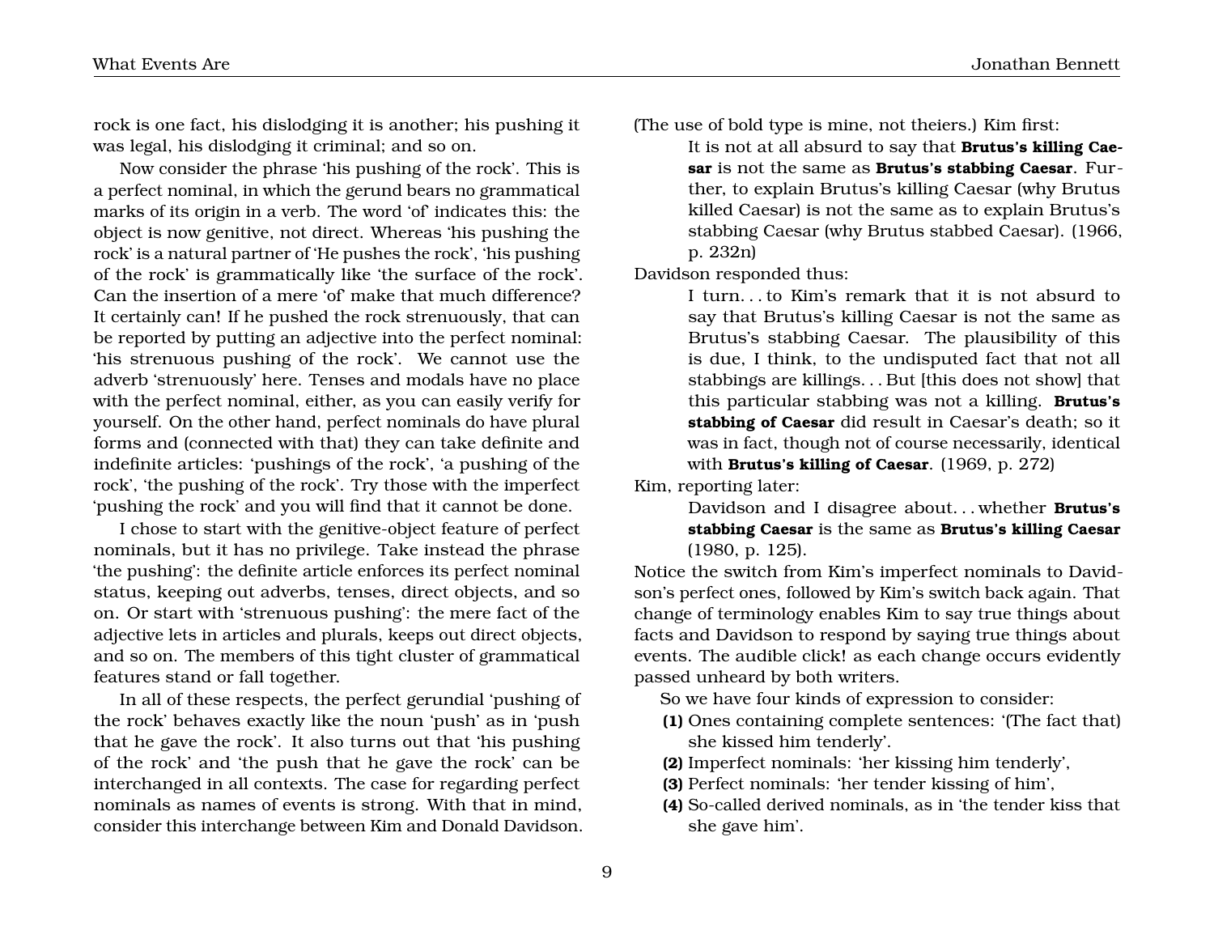rock is one fact, his dislodging it is another; his pushing it was legal, his dislodging it criminal; and so on.

Now consider the phrase 'his pushing of the rock'. This is a perfect nominal, in which the gerund bears no grammatical marks of its origin in a verb. The word 'of' indicates this: the object is now genitive, not direct. Whereas 'his pushing the rock' is a natural partner of 'He pushes the rock', 'his pushing of the rock' is grammatically like 'the surface of the rock'. Can the insertion of a mere 'of' make that much difference? It certainly can! If he pushed the rock strenuously, that can be reported by putting an adjective into the perfect nominal: 'his strenuous pushing of the rock'. We cannot use the adverb 'strenuously' here. Tenses and modals have no place with the perfect nominal, either, as you can easily verify for yourself. On the other hand, perfect nominals do have plural forms and (connected with that) they can take definite and indefinite articles: 'pushings of the rock', 'a pushing of the rock', 'the pushing of the rock'. Try those with the imperfect 'pushing the rock' and you will find that it cannot be done.

I chose to start with the genitive-object feature of perfect nominals, but it has no privilege. Take instead the phrase 'the pushing': the definite article enforces its perfect nominal status, keeping out adverbs, tenses, direct objects, and so on. Or start with 'strenuous pushing': the mere fact of the adjective lets in articles and plurals, keeps out direct objects, and so on. The members of this tight cluster of grammatical features stand or fall together.

In all of these respects, the perfect gerundial 'pushing of the rock' behaves exactly like the noun 'push' as in 'push that he gave the rock'. It also turns out that 'his pushing of the rock' and 'the push that he gave the rock' can be interchanged in all contexts. The case for regarding perfect nominals as names of events is strong. With that in mind, consider this interchange between Kim and Donald Davidson. (The use of bold type is mine, not theiers.) Kim first:

> It is not at all absurd to say that **Brutus's killing Caesar** is not the same as **Brutus's stabbing Caesar**. Further, to explain Brutus's killing Caesar (why Brutus killed Caesar) is not the same as to explain Brutus's stabbing Caesar (why Brutus stabbed Caesar). (1966, p. 232n)

Davidson responded thus:

> I turn. . . to Kim's remark that it is not absurd to say that Brutus's killing Caesar is not the same as Brutus's stabbing Caesar. The plausibility of this is due, I think, to the undisputed fact that not all stabbings are killings. . . But [this does not show] that this particular stabbing was not a killing. **Brutus's stabbing of Caesar** did result in Caesar's death; so it was in fact, though not of course necessarily, identical with **Brutus's killing of Caesar**. (1969, p. 272)

Kim, reporting later:

> Davidson and I disagree about. . . whether **Brutus's stabbing Caesar** is the same as **Brutus's killing Caesar** (1980, p. 125).

Notice the switch from Kim's imperfect nominals to Davidson's perfect ones, followed by Kim's switch back again. That change of terminology enables Kim to say true things about facts and Davidson to respond by saying true things about events. The audible click! as each change occurs evidently passed unheard by both writers.

So we have four kinds of expression to consider:

**(1)** Ones containing complete sentences: '(The fact that) she kissed him tenderly'.
**(2)** Imperfect nominals: 'her kissing him tenderly',
**(3)** Perfect nominals: 'her tender kissing of him',
**(4)** So-called derived nominals, as in 'the tender kiss that she gave him'.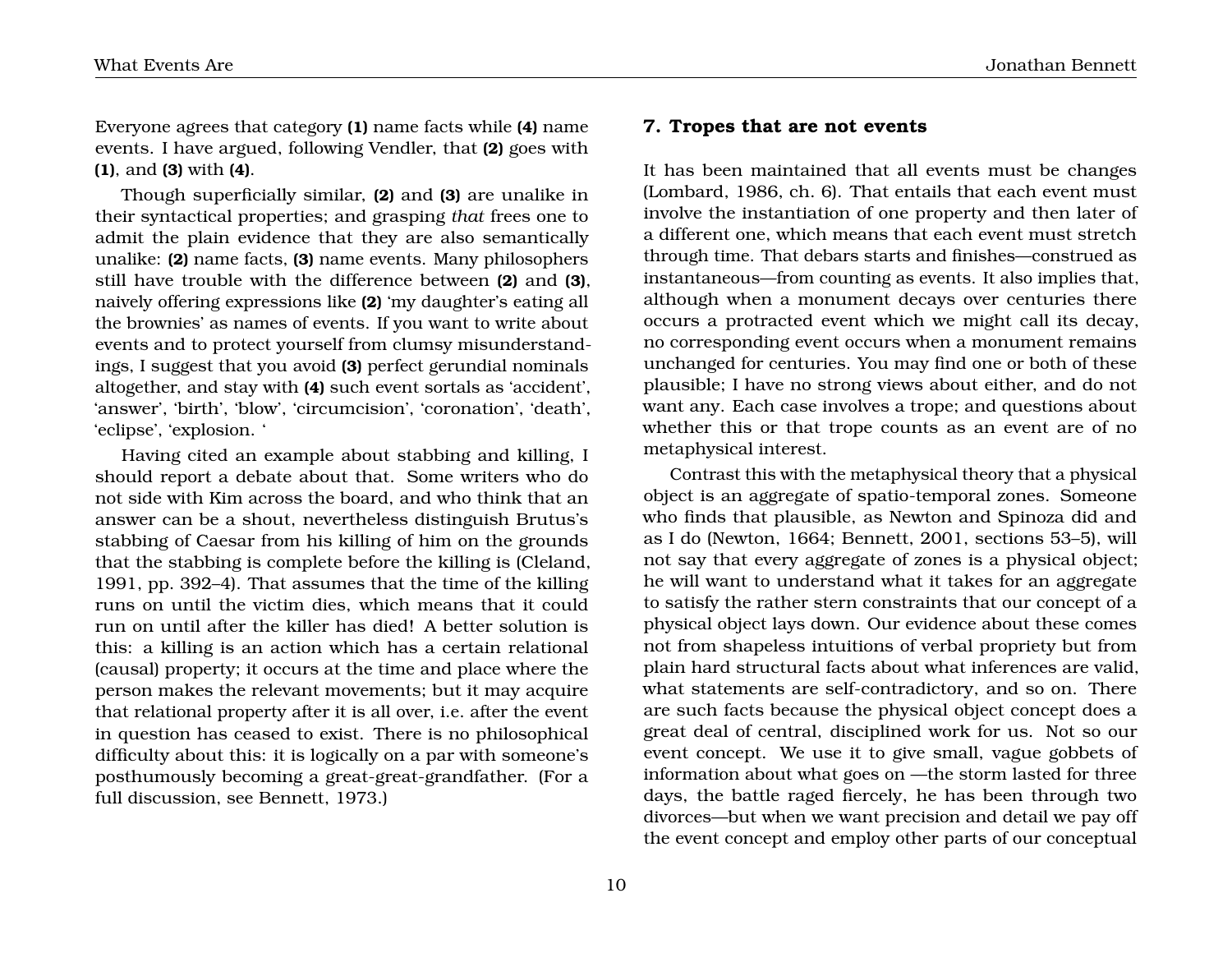Everyone agrees that category **(1)** name facts while **(4)** name events. I have argued, following Vendler, that **(2)** goes with **(1)**, and **(3)** with **(4)**.

Though superficially similar, **(2)** and **(3)** are unalike in their syntactical properties; and grasping *that* frees one to admit the plain evidence that they are also semantically unalike: **(2)** name facts, **(3)** name events. Many philosophers still have trouble with the difference between **(2)** and **(3)**, naively offering expressions like **(2)** 'my daughter's eating all the brownies' as names of events. If you want to write about events and to protect yourself from clumsy misunderstandings, I suggest that you avoid **(3)** perfect gerundial nominals altogether, and stay with **(4)** such event sortals as 'accident', 'answer', 'birth', 'blow', 'circumcision', 'coronation', 'death', 'eclipse', 'explosion. '

Having cited an example about stabbing and killing, I should report a debate about that. Some writers who do not side with Kim across the board, and who think that an answer can be a shout, nevertheless distinguish Brutus's stabbing of Caesar from his killing of him on the grounds that the stabbing is complete before the killing is (Cleland, 1991, pp. 392–4). That assumes that the time of the killing runs on until the victim dies, which means that it could run on until after the killer has died! A better solution is this: a killing is an action which has a certain relational (causal) property; it occurs at the time and place where the person makes the relevant movements; but it may acquire that relational property after it is all over, i.e. after the event in question has ceased to exist. There is no philosophical difficulty about this: it is logically on a par with someone's posthumously becoming a great-great-grandfather. (For a full discussion, see Bennett, 1973.)

## 7. Tropes that are not events

It has been maintained that all events must be changes (Lombard, 1986, ch. 6). That entails that each event must involve the instantiation of one property and then later of a different one, which means that each event must stretch through time. That debars starts and finishes—construed as instantaneous—from counting as events. It also implies that, although when a monument decays over centuries there occurs a protracted event which we might call its decay, no corresponding event occurs when a monument remains unchanged for centuries. You may find one or both of these plausible; I have no strong views about either, and do not want any. Each case involves a trope; and questions about whether this or that trope counts as an event are of no metaphysical interest.

Contrast this with the metaphysical theory that a physical object is an aggregate of spatio-temporal zones. Someone who finds that plausible, as Newton and Spinoza did and as I do (Newton, 1664; Bennett, 2001, sections 53–5), will not say that every aggregate of zones is a physical object; he will want to understand what it takes for an aggregate to satisfy the rather stern constraints that our concept of a physical object lays down. Our evidence about these comes not from shapeless intuitions of verbal propriety but from plain hard structural facts about what inferences are valid, what statements are self-contradictory, and so on. There are such facts because the physical object concept does a great deal of central, disciplined work for us. Not so our event concept. We use it to give small, vague gobbets of information about what goes on —the storm lasted for three days, the battle raged fiercely, he has been through two divorces—but when we want precision and detail we pay off the event concept and employ other parts of our conceptual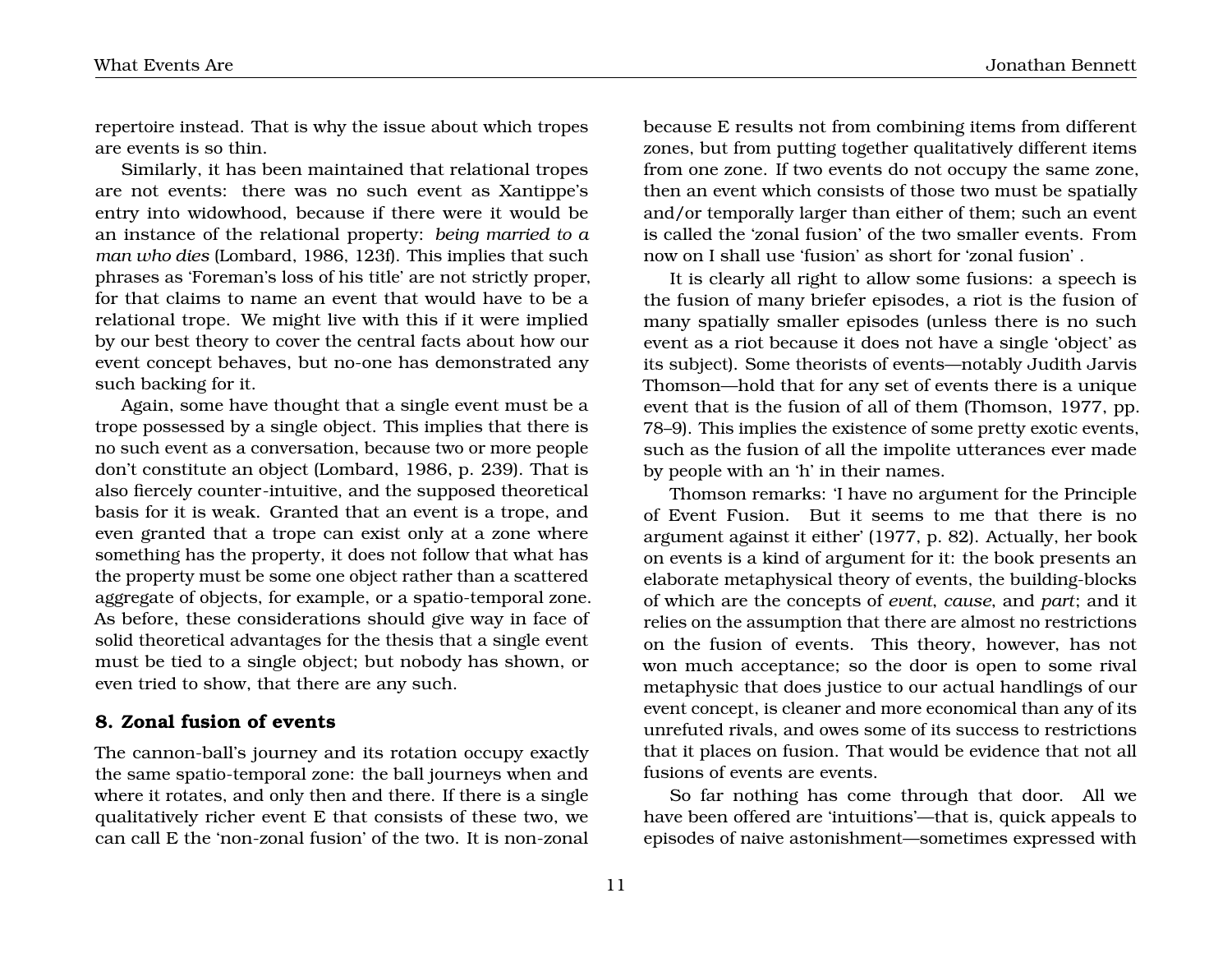repertoire instead. That is why the issue about which tropes are events is so thin.

Similarly, it has been maintained that relational tropes are not events: there was no such event as Xantippe's entry into widowhood, because if there were it would be an instance of the relational property: *being married to a man who dies* (Lombard, 1986, 123f). This implies that such phrases as 'Foreman's loss of his title' are not strictly proper, for that claims to name an event that would have to be a relational trope. We might live with this if it were implied by our best theory to cover the central facts about how our event concept behaves, but no-one has demonstrated any such backing for it.

Again, some have thought that a single event must be a trope possessed by a single object. This implies that there is no such event as a conversation, because two or more people don't constitute an object (Lombard, 1986, p. 239). That is also fiercely counter-intuitive, and the supposed theoretical basis for it is weak. Granted that an event is a trope, and even granted that a trope can exist only at a zone where something has the property, it does not follow that what has the property must be some one object rather than a scattered aggregate of objects, for example, or a spatio-temporal zone. As before, these considerations should give way in face of solid theoretical advantages for the thesis that a single event must be tied to a single object; but nobody has shown, or even tried to show, that there are any such.

## 8. Zonal fusion of events

The cannon-ball's journey and its rotation occupy exactly the same spatio-temporal zone: the ball journeys when and where it rotates, and only then and there. If there is a single qualitatively richer event E that consists of these two, we can call E the 'non-zonal fusion' of the two. It is non-zonal because E results not from combining items from different zones, but from putting together qualitatively different items from one zone. If two events do not occupy the same zone, then an event which consists of those two must be spatially and/or temporally larger than either of them; such an event is called the 'zonal fusion' of the two smaller events. From now on I shall use 'fusion' as short for 'zonal fusion' .

It is clearly all right to allow some fusions: a speech is the fusion of many briefer episodes, a riot is the fusion of many spatially smaller episodes (unless there is no such event as a riot because it does not have a single 'object' as its subject). Some theorists of events—notably Judith Jarvis Thomson—hold that for any set of events there is a unique event that is the fusion of all of them (Thomson, 1977, pp. 78–9). This implies the existence of some pretty exotic events, such as the fusion of all the impolite utterances ever made by people with an 'h' in their names.

Thomson remarks: 'I have no argument for the Principle of Event Fusion. But it seems to me that there is no argument against it either' (1977, p. 82). Actually, her book on events is a kind of argument for it: the book presents an elaborate metaphysical theory of events, the building-blocks of which are the concepts of *event*, *cause*, and *part*; and it relies on the assumption that there are almost no restrictions on the fusion of events. This theory, however, has not won much acceptance; so the door is open to some rival metaphysic that does justice to our actual handlings of our event concept, is cleaner and more economical than any of its unrefuted rivals, and owes some of its success to restrictions that it places on fusion. That would be evidence that not all fusions of events are events.

So far nothing has come through that door. All we have been offered are 'intuitions'—that is, quick appeals to episodes of naive astonishment—sometimes expressed with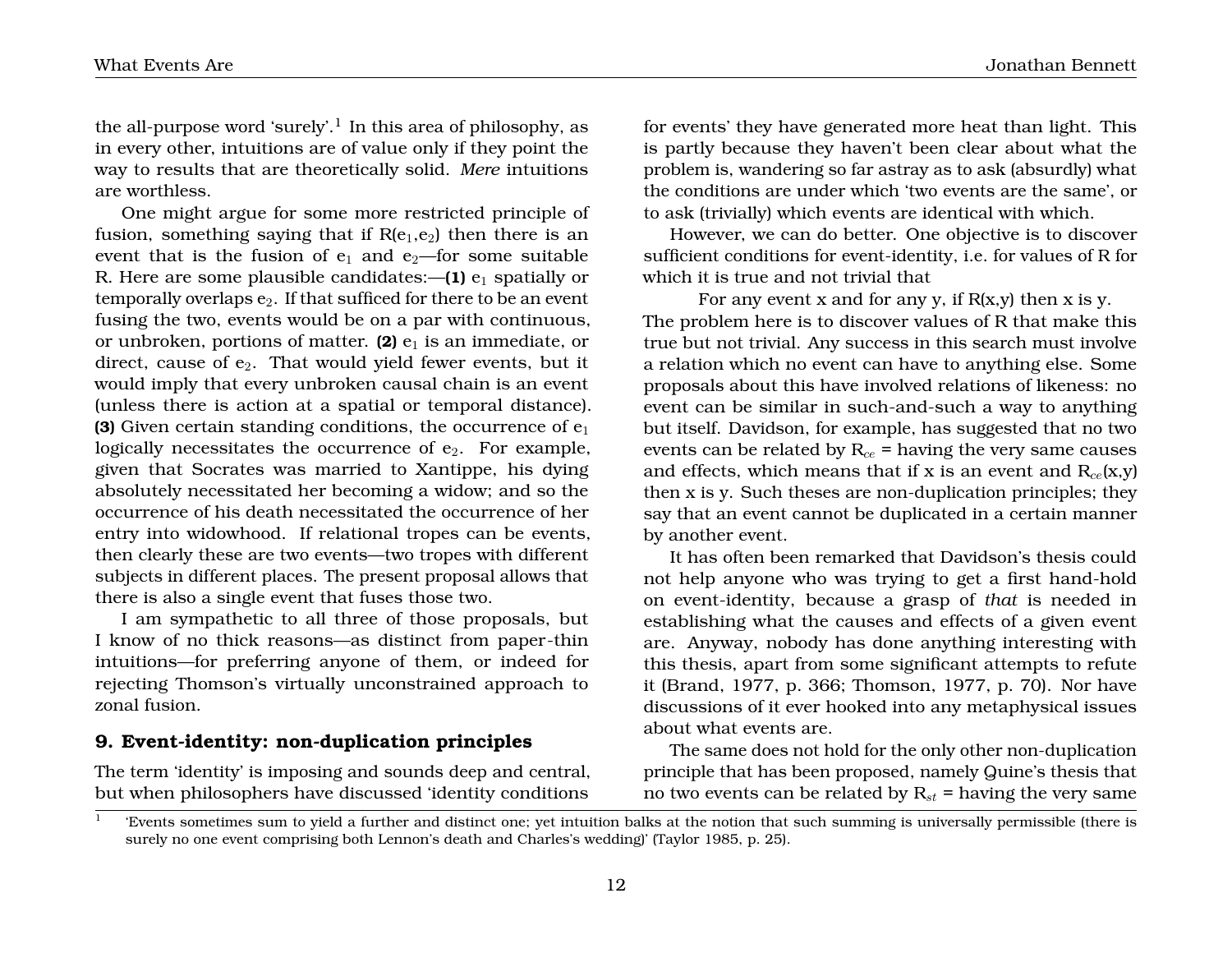the all-purpose word 'surely'.[1] In this area of philosophy, as in every other, intuitions are of value only if they point the way to results that are theoretically solid. *Mere* intuitions are worthless.

One might argue for some more restricted principle of fusion, something saying that if $R(e_1,e_2)$ then there is an event that is the fusion of $e_1$ and $e_2$—for some suitable R. Here are some plausible candidates:—**(1)** $e_1$ spatially or temporally overlaps $e_2$. If that sufficed for there to be an event fusing the two, events would be on a par with continuous, or unbroken, portions of matter. **(2)** $e_1$ is an immediate, or direct, cause of $e_2$. That would yield fewer events, but it would imply that every unbroken causal chain is an event (unless there is action at a spatial or temporal distance). **(3)** Given certain standing conditions, the occurrence of $e_1$ logically necessitates the occurrence of $e_2$. For example, given that Socrates was married to Xantippe, his dying absolutely necessitated her becoming a widow; and so the occurrence of his death necessitated the occurrence of her entry into widowhood. If relational tropes can be events, then clearly these are two events—two tropes with different subjects in different places. The present proposal allows that there is also a single event that fuses those two.

I am sympathetic to all three of those proposals, but I know of no thick reasons—as distinct from paper-thin intuitions—for preferring anyone of them, or indeed for rejecting Thomson's virtually unconstrained approach to zonal fusion.

## 9. Event-identity: non-duplication principles

The term 'identity' is imposing and sounds deep and central, but when philosophers have discussed 'identity conditions for events' they have generated more heat than light. This is partly because they haven't been clear about what the problem is, wandering so far astray as to ask (absurdly) what the conditions are under which 'two events are the same', or to ask (trivially) which events are identical with which.

However, we can do better. One objective is to discover sufficient conditions for event-identity, i.e. for values of R for which it is true and not trivial that

For any event x and for any y, if R(x,y) then x is y.

The problem here is to discover values of R that make this true but not trivial. Any success in this search must involve a relation which no event can have to anything else. Some proposals about this have involved relations of likeness: no event can be similar in such-and-such a way to anything but itself. Davidson, for example, has suggested that no two events can be related by $R_{ce}$ = having the very same causes and effects, which means that if x is an event and $R_{ce}(x,y)$ then x is y. Such theses are non-duplication principles; they say that an event cannot be duplicated in a certain manner by another event.

It has often been remarked that Davidson's thesis could not help anyone who was trying to get a first hand-hold on event-identity, because a grasp of *that* is needed in establishing what the causes and effects of a given event are. Anyway, nobody has done anything interesting with this thesis, apart from some significant attempts to refute it (Brand, 1977, p. 366; Thomson, 1977, p. 70). Nor have discussions of it ever hooked into any metaphysical issues about what events are.

The same does not hold for the only other non-duplication principle that has been proposed, namely Quine's thesis that no two events can be related by $R_{st}$ = having the very same

[1] 'Events sometimes sum to yield a further and distinct one; yet intuition balks at the notion that such summing is universally permissible (there is surely no one event comprising both Lennon's death and Charles's wedding)' (Taylor 1985, p. 25).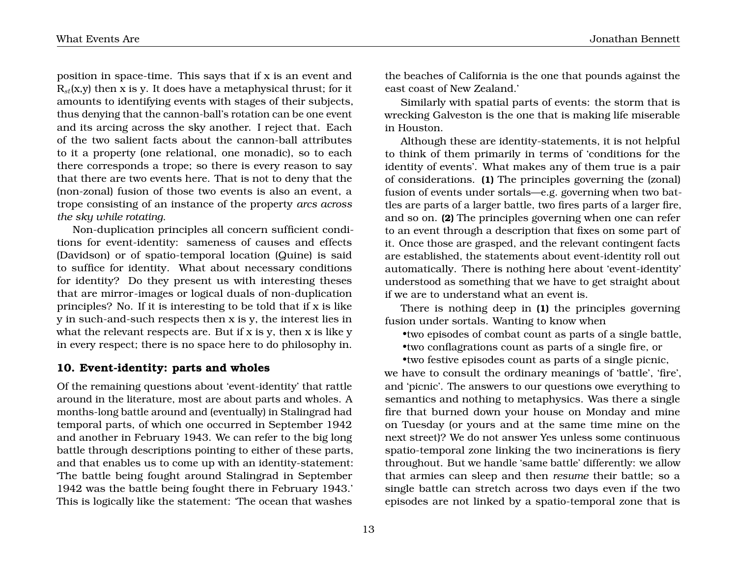position in space-time. This says that if x is an event and $R_{st}$(x,y) then x is y. It does have a metaphysical thrust; for it amounts to identifying events with stages of their subjects, thus denying that the cannon-ball's rotation can be one event and its arcing across the sky another. I reject that. Each of the two salient facts about the cannon-ball attributes to it a property (one relational, one monadic), so to each there corresponds a trope; so there is every reason to say that there are two events here. That is not to deny that the (non-zonal) fusion of those two events is also an event, a trope consisting of an instance of the property *arcs across the sky while rotating*.

Non-duplication principles all concern sufficient conditions for event-identity: sameness of causes and effects (Davidson) or of spatio-temporal location (Quine) is said to suffice for identity. What about necessary conditions for identity? Do they present us with interesting theses that are mirror-images or logical duals of non-duplication principles? No. If it is interesting to be told that if x is like y in such-and-such respects then x is y, the interest lies in what the relevant respects are. But if x is y, then x is like y in every respect; there is no space here to do philosophy in.

## 10. Event-identity: parts and wholes

Of the remaining questions about 'event-identity' that rattle around in the literature, most are about parts and wholes. A months-long battle around and (eventually) in Stalingrad had temporal parts, of which one occurred in September 1942 and another in February 1943. We can refer to the big long battle through descriptions pointing to either of these parts, and that enables us to come up with an identity-statement: 'The battle being fought around Stalingrad in September 1942 was the battle being fought there in February 1943.' This is logically like the statement: 'The ocean that washes the beaches of California is the one that pounds against the east coast of New Zealand.'

Similarly with spatial parts of events: the storm that is wrecking Galveston is the one that is making life miserable in Houston.

Although these are identity-statements, it is not helpful to think of them primarily in terms of 'conditions for the identity of events'. What makes any of them true is a pair of considerations. **(1)** The principles governing the (zonal) fusion of events under sortals—e.g. governing when two battles are parts of a larger battle, two fires parts of a larger fire, and so on. **(2)** The principles governing when one can refer to an event through a description that fixes on some part of it. Once those are grasped, and the relevant contingent facts are established, the statements about event-identity roll out automatically. There is nothing here about 'event-identity' understood as something that we have to get straight about if we are to understand what an event is.

There is nothing deep in **(1)** the principles governing fusion under sortals. Wanting to know when

- two episodes of combat count as parts of a single battle,
- two conflagrations count as parts of a single fire, or
- two festive episodes count as parts of a single picnic,

we have to consult the ordinary meanings of 'battle', 'fire', and 'picnic'. The answers to our questions owe everything to semantics and nothing to metaphysics. Was there a single fire that burned down your house on Monday and mine on Tuesday (or yours and at the same time mine on the next street)? We do not answer Yes unless some continuous spatio-temporal zone linking the two incinerations is fiery throughout. But we handle 'same battle' differently: we allow that armies can sleep and then *resume* their battle; so a single battle can stretch across two days even if the two episodes are not linked by a spatio-temporal zone that is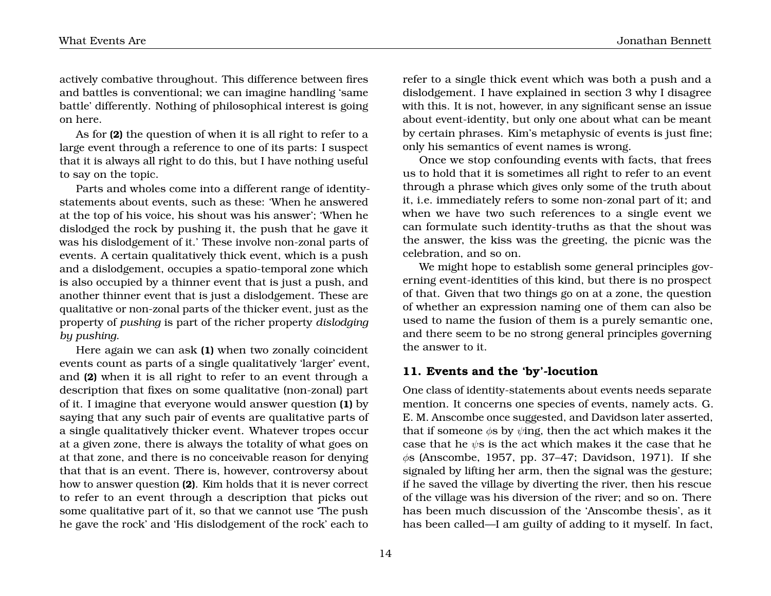actively combative throughout. This difference between fires and battles is conventional; we can imagine handling 'same battle' differently. Nothing of philosophical interest is going on here.

As for **(2)** the question of when it is all right to refer to a large event through a reference to one of its parts: I suspect that it is always all right to do this, but I have nothing useful to say on the topic.

Parts and wholes come into a different range of identity-statements about events, such as these: 'When he answered at the top of his voice, his shout was his answer'; 'When he dislodged the rock by pushing it, the push that he gave it was his dislodgement of it.' These involve non-zonal parts of events. A certain qualitatively thick event, which is a push and a dislodgement, occupies a spatio-temporal zone which is also occupied by a thinner event that is just a push, and another thinner event that is just a dislodgement. These are qualitative or non-zonal parts of the thicker event, just as the property of *pushing* is part of the richer property *dislodging by pushing*.

Here again we can ask **(1)** when two zonally coincident events count as parts of a single qualitatively 'larger' event, and **(2)** when it is all right to refer to an event through a description that fixes on some qualitative (non-zonal) part of it. I imagine that everyone would answer question **(1)** by saying that any such pair of events are qualitative parts of a single qualitatively thicker event. Whatever tropes occur at a given zone, there is always the totality of what goes on at that zone, and there is no conceivable reason for denying that that is an event. There is, however, controversy about how to answer question **(2)**. Kim holds that it is never correct to refer to an event through a description that picks out some qualitative part of it, so that we cannot use 'The push he gave the rock' and 'His dislodgement of the rock' each to refer to a single thick event which was both a push and a dislodgement. I have explained in section 3 why I disagree with this. It is not, however, in any significant sense an issue about event-identity, but only one about what can be meant by certain phrases. Kim's metaphysic of events is just fine; only his semantics of event names is wrong.

Once we stop confounding events with facts, that frees us to hold that it is sometimes all right to refer to an event through a phrase which gives only some of the truth about it, i.e. immediately refers to some non-zonal part of it; and when we have two such references to a single event we can formulate such identity-truths as that the shout was the answer, the kiss was the greeting, the picnic was the celebration, and so on.

We might hope to establish some general principles governing event-identities of this kind, but there is no prospect of that. Given that two things go on at a zone, the question of whether an expression naming one of them can also be used to name the fusion of them is a purely semantic one, and there seem to be no strong general principles governing the answer to it.

## 11. Events and the 'by'-locution

One class of identity-statements about events needs separate mention. It concerns one species of events, namely acts. G. E. M. Anscombe once suggested, and Davidson later asserted, that if someone $\phi$s by $\psi$ing, then the act which makes it the case that he $\psi$s is the act which makes it the case that he $\phi$s (Anscombe, 1957, pp. 37–47; Davidson, 1971). If she signaled by lifting her arm, then the signal was the gesture; if he saved the village by diverting the river, then his rescue of the village was his diversion of the river; and so on. There has been much discussion of the 'Anscombe thesis', as it has been called—I am guilty of adding to it myself. In fact,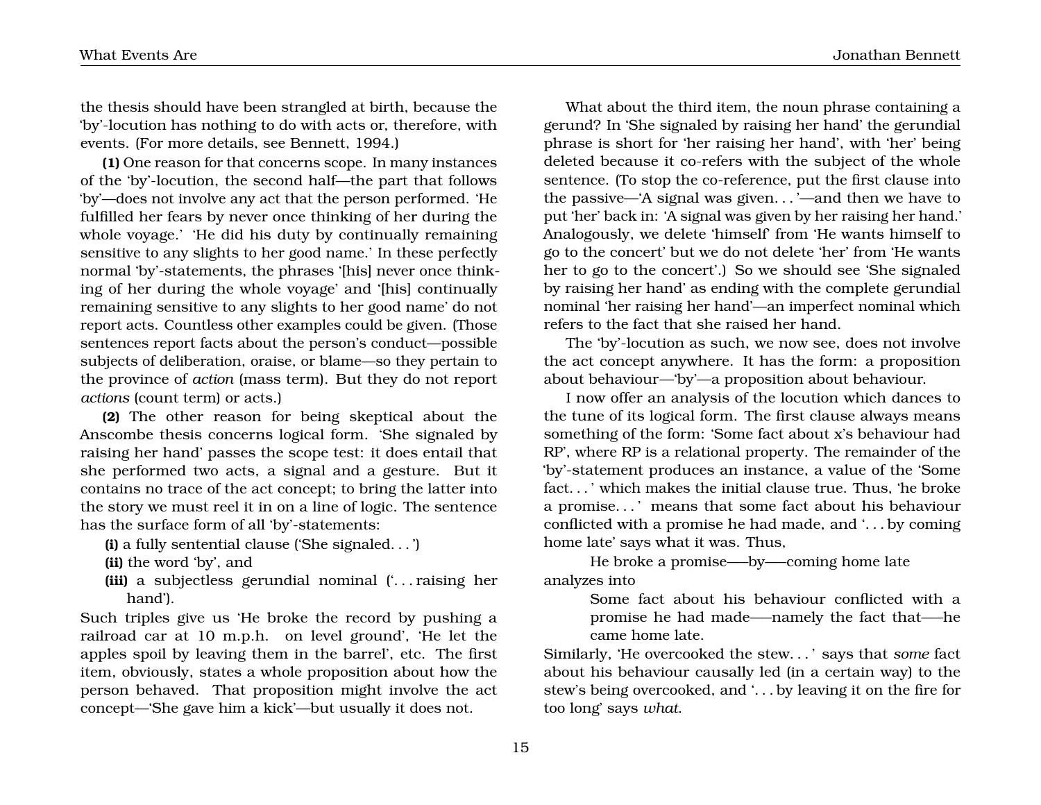the thesis should have been strangled at birth, because the 'by'-locution has nothing to do with acts or, therefore, with events. (For more details, see Bennett, 1994.)

**(1)** One reason for that concerns scope. In many instances of the 'by'-locution, the second half—the part that follows 'by'—does not involve any act that the person performed. 'He fulfilled her fears by never once thinking of her during the whole voyage.' 'He did his duty by continually remaining sensitive to any slights to her good name.' In these perfectly normal 'by'-statements, the phrases '[his] never once thinking of her during the whole voyage' and '[his] continually remaining sensitive to any slights to her good name' do not report acts. Countless other examples could be given. (Those sentences report facts about the person's conduct—possible subjects of deliberation, oraise, or blame—so they pertain to the province of *action* (mass term). But they do not report *actions* (count term) or acts.)

**(2)** The other reason for being skeptical about the Anscombe thesis concerns logical form. 'She signaled by raising her hand' passes the scope test: it does entail that she performed two acts, a signal and a gesture. But it contains no trace of the act concept; to bring the latter into the story we must reel it in on a line of logic. The sentence has the surface form of all 'by'-statements:

**(i)** a fully sentential clause ('She signaled. . . ')

**(ii)** the word 'by', and

**(iii)** a subjectless gerundial nominal ('. . . raising her hand').

Such triples give us 'He broke the record by pushing a railroad car at 10 m.p.h. on level ground', 'He let the apples spoil by leaving them in the barrel', etc. The first item, obviously, states a whole proposition about how the person behaved. That proposition might involve the act concept—'She gave him a kick'—but usually it does not.

What about the third item, the noun phrase containing a gerund? In 'She signaled by raising her hand' the gerundial phrase is short for 'her raising her hand', with 'her' being deleted because it co-refers with the subject of the whole sentence. (To stop the co-reference, put the first clause into the passive—'A signal was given. . . '—and then we have to put 'her' back in: 'A signal was given by her raising her hand.' Analogously, we delete 'himself' from 'He wants himself to go to the concert' but we do not delete 'her' from 'He wants her to go to the concert'.) So we should see 'She signaled by raising her hand' as ending with the complete gerundial nominal 'her raising her hand'—an imperfect nominal which refers to the fact that she raised her hand.

The 'by'-locution as such, we now see, does not involve the act concept anywhere. It has the form: a proposition about behaviour—'by'—a proposition about behaviour.

I now offer an analysis of the locution which dances to the tune of its logical form. The first clause always means something of the form: 'Some fact about x's behaviour had RP', where RP is a relational property. The remainder of the 'by'-statement produces an instance, a value of the 'Some fact. . . ' which makes the initial clause true. Thus, 'he broke a promise. . . ' means that some fact about his behaviour conflicted with a promise he had made, and '. . . by coming home late' says what it was. Thus,

> He broke a promise—–by—–coming home late

analyzes into

> Some fact about his behaviour conflicted with a promise he had made—–namely the fact that—–he came home late.

Similarly, 'He overcooked the stew. . . ' says that *some* fact about his behaviour causally led (in a certain way) to the stew's being overcooked, and '. . . by leaving it on the fire for too long' says *what*.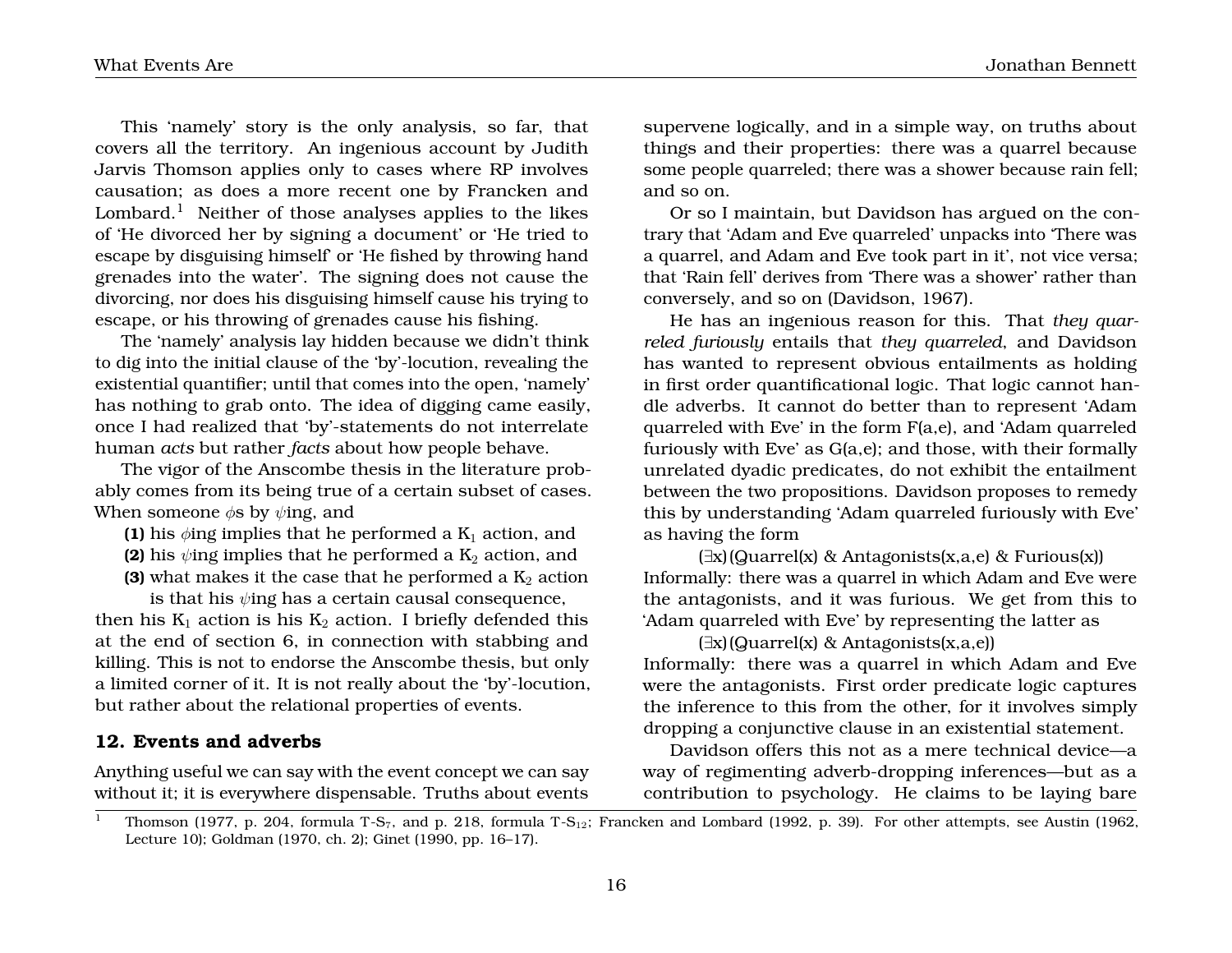This 'namely' story is the only analysis, so far, that covers all the territory. An ingenious account by Judith Jarvis Thomson applies only to cases where RP involves causation; as does a more recent one by Francken and Lombard.[1] Neither of those analyses applies to the likes of 'He divorced her by signing a document' or 'He tried to escape by disguising himself' or 'He fished by throwing hand grenades into the water'. The signing does not cause the divorcing, nor does his disguising himself cause his trying to escape, or his throwing of grenades cause his fishing.

The 'namely' analysis lay hidden because we didn't think to dig into the initial clause of the 'by'-locution, revealing the existential quantifier; until that comes into the open, 'namely' has nothing to grab onto. The idea of digging came easily, once I had realized that 'by'-statements do not interrelate human *acts* but rather *facts* about how people behave.

The vigor of the Anscombe thesis in the literature probably comes from its being true of a certain subset of cases. When someone $\phi$s by $\psi$ing, and

**(1)** his $\phi$ing implies that he performed a $K_1$ action, and

**(2)** his $\psi$ing implies that he performed a $K_2$ action, and

**(3)** what makes it the case that he performed a $K_2$ action is that his $\psi$ing has a certain causal consequence,

then his $K_1$ action is his $K_2$ action. I briefly defended this at the end of section 6, in connection with stabbing and killing. This is not to endorse the Anscombe thesis, but only a limited corner of it. It is not really about the 'by'-locution, but rather about the relational properties of events.

## 12. Events and adverbs

Anything useful we can say with the event concept we can say without it; it is everywhere dispensable. Truths about events supervene logically, and in a simple way, on truths about things and their properties: there was a quarrel because some people quarreled; there was a shower because rain fell; and so on.

Or so I maintain, but Davidson has argued on the contrary that 'Adam and Eve quarreled' unpacks into 'There was a quarrel, and Adam and Eve took part in it', not vice versa; that 'Rain fell' derives from 'There was a shower' rather than conversely, and so on (Davidson, 1967).

He has an ingenious reason for this. That *they quarreled furiously* entails that *they quarreled*, and Davidson has wanted to represent obvious entailments as holding in first order quantificational logic. That logic cannot handle adverbs. It cannot do better than to represent 'Adam quarreled with Eve' in the form F(a,e), and 'Adam quarreled furiously with Eve' as G(a,e); and those, with their formally unrelated dyadic predicates, do not exhibit the entailment between the two propositions. Davidson proposes to remedy this by understanding 'Adam quarreled furiously with Eve' as having the form

$(\exists x)$(Quarrel(x) & Antagonists(x,a,e) & Furious(x))

Informally: there was a quarrel in which Adam and Eve were the antagonists, and it was furious. We get from this to 'Adam quarreled with Eve' by representing the latter as

$(\exists x)$(Quarrel(x) & Antagonists(x,a,e))

Informally: there was a quarrel in which Adam and Eve were the antagonists. First order predicate logic captures the inference to this from the other, for it involves simply dropping a conjunctive clause in an existential statement.

Davidson offers this not as a mere technical device—a way of regimenting adverb-dropping inferences—but as a contribution to psychology. He claims to be laying bare

[1] Thomson (1977, p. 204, formula T-$S_7$, and p. 218, formula T-$S_{12}$; Francken and Lombard (1992, p. 39). For other attempts, see Austin (1962, Lecture 10); Goldman (1970, ch. 2); Ginet (1990, pp. 16–17).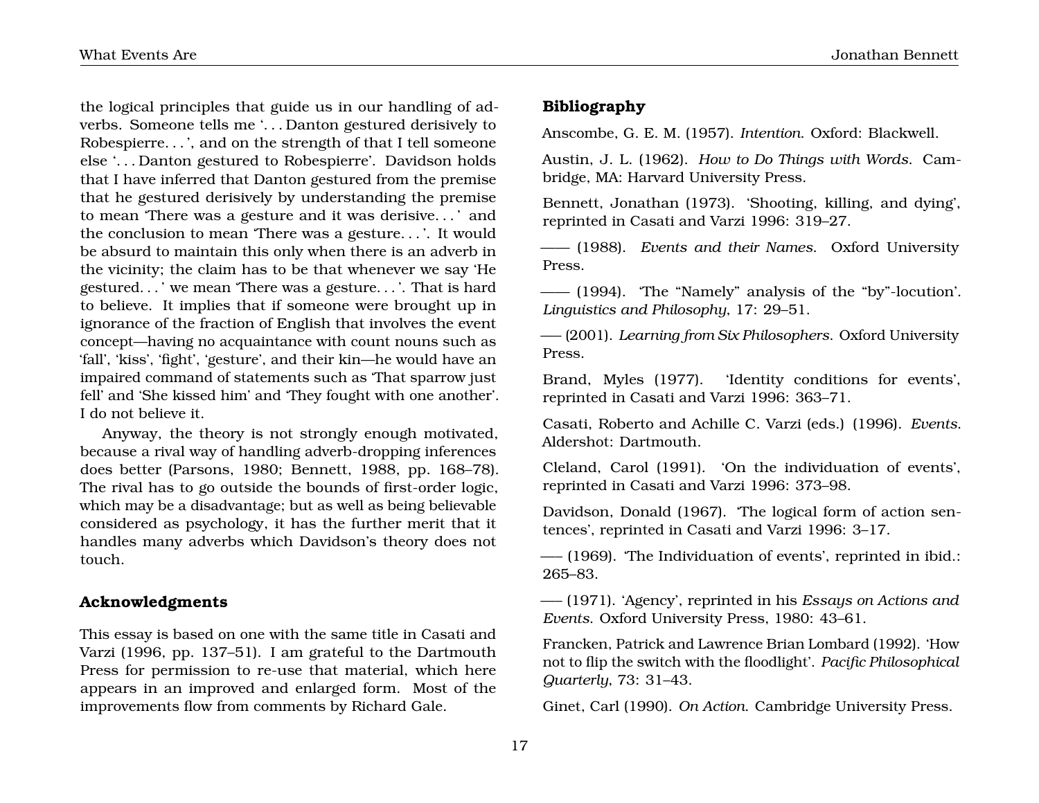the logical principles that guide us in our handling of adverbs. Someone tells me '. . . Danton gestured derisively to Robespierre. . . ', and on the strength of that I tell someone else '. . . Danton gestured to Robespierre'. Davidson holds that I have inferred that Danton gestured from the premise that he gestured derisively by understanding the premise to mean 'There was a gesture and it was derisive. . . ' and the conclusion to mean 'There was a gesture. . . '. It would be absurd to maintain this only when there is an adverb in the vicinity; the claim has to be that whenever we say 'He gestured. . . ' we mean 'There was a gesture. . . '. That is hard to believe. It implies that if someone were brought up in ignorance of the fraction of English that involves the event concept—having no acquaintance with count nouns such as 'fall', 'kiss', 'fight', 'gesture', and their kin—he would have an impaired command of statements such as 'That sparrow just fell' and 'She kissed him' and 'They fought with one another'. I do not believe it.

Anyway, the theory is not strongly enough motivated, because a rival way of handling adverb-dropping inferences does better (Parsons, 1980; Bennett, 1988, pp. 168–78). The rival has to go outside the bounds of first-order logic, which may be a disadvantage; but as well as being believable considered as psychology, it has the further merit that it handles many adverbs which Davidson's theory does not touch.

## Acknowledgments

This essay is based on one with the same title in Casati and Varzi (1996, pp. 137–51). I am grateful to the Dartmouth Press for permission to re-use that material, which here appears in an improved and enlarged form. Most of the improvements flow from comments by Richard Gale.

## Bibliography

Anscombe, G. E. M. (1957). *Intention*. Oxford: Blackwell.

Austin, J. L. (1962). *How to Do Things with Words*. Cambridge, MA: Harvard University Press.

Bennett, Jonathan (1973). 'Shooting, killing, and dying', reprinted in Casati and Varzi 1996: 319–27.

—— (1988). *Events and their Names*. Oxford University Press.

—— (1994). 'The "Namely" analysis of the "by"-locution'. *Linguistics and Philosophy*, 17: 29–51.

—— (2001). *Learning from Six Philosophers*. Oxford University Press.

Brand, Myles (1977). 'Identity conditions for events', reprinted in Casati and Varzi 1996: 363–71.

Casati, Roberto and Achille C. Varzi (eds.) (1996). *Events*. Aldershot: Dartmouth.

Cleland, Carol (1991). 'On the individuation of events', reprinted in Casati and Varzi 1996: 373–98.

Davidson, Donald (1967). 'The logical form of action sentences', reprinted in Casati and Varzi 1996: 3–17.

—— (1969). 'The Individuation of events', reprinted in ibid.: 265–83.

—— (1971). 'Agency', reprinted in his *Essays on Actions and Events*. Oxford University Press, 1980: 43–61.

Francken, Patrick and Lawrence Brian Lombard (1992). 'How not to flip the switch with the floodlight'. *Pacific Philosophical Quarterly*, 73: 31–43.

Ginet, Carl (1990). *On Action*. Cambridge University Press.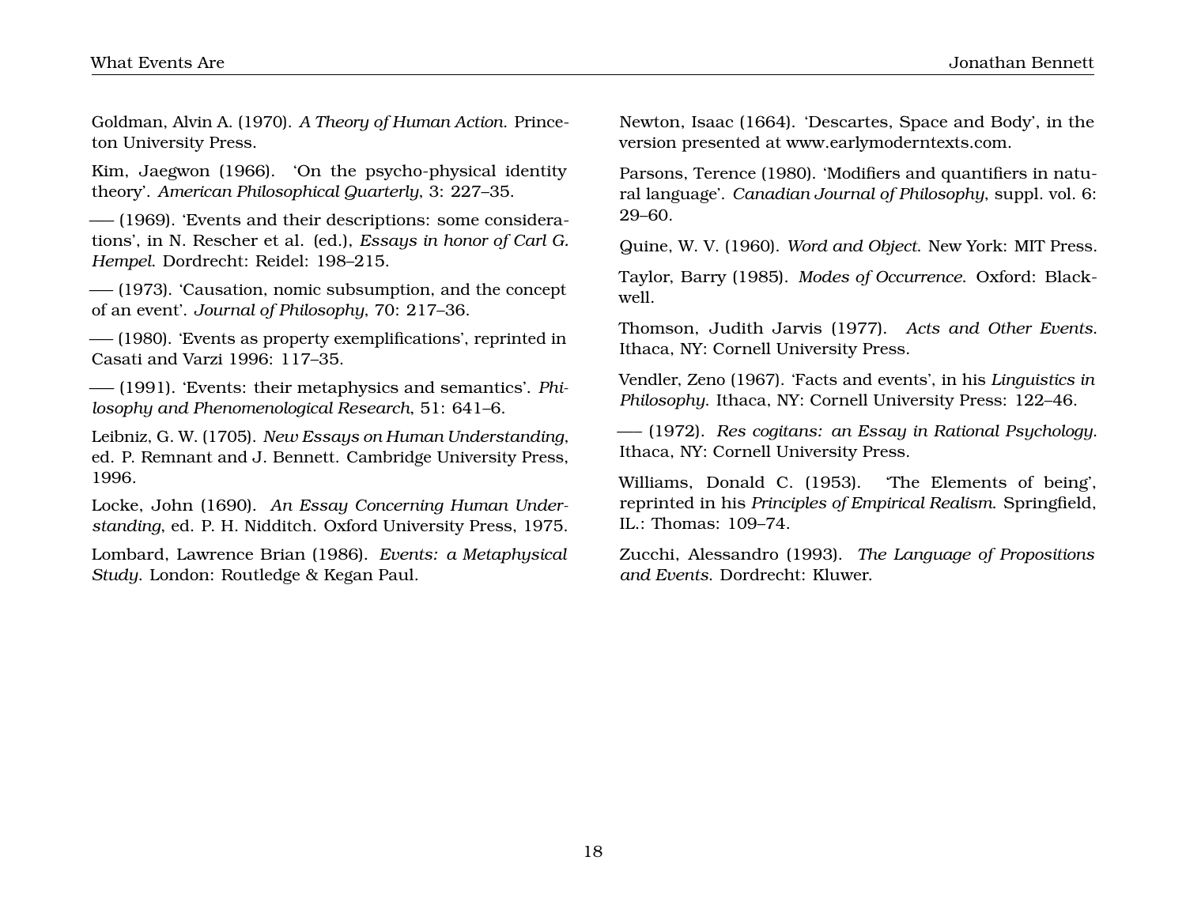Goldman, Alvin A. (1970). *A Theory of Human Action*. Princeton University Press.

Kim, Jaegwon (1966). 'On the psycho-physical identity theory'. *American Philosophical Quarterly*, 3: 227–35.

—— (1969). 'Events and their descriptions: some considerations', in N. Rescher et al. (ed.), *Essays in honor of Carl G. Hempel*. Dordrecht: Reidel: 198–215.

—— (1973). 'Causation, nomic subsumption, and the concept of an event'. *Journal of Philosophy*, 70: 217–36.

—— (1980). 'Events as property exemplifications', reprinted in Casati and Varzi 1996: 117–35.

—— (1991). 'Events: their metaphysics and semantics'. *Philosophy and Phenomenological Research*, 51: 641–6.

Leibniz, G. W. (1705). *New Essays on Human Understanding*, ed. P. Remnant and J. Bennett. Cambridge University Press, 1996.

Locke, John (1690). *An Essay Concerning Human Understanding*, ed. P. H. Nidditch. Oxford University Press, 1975.

Lombard, Lawrence Brian (1986). *Events: a Metaphysical Study*. London: Routledge & Kegan Paul.

Newton, Isaac (1664). 'Descartes, Space and Body', in the version presented at www.earlymoderntexts.com.

Parsons, Terence (1980). 'Modifiers and quantifiers in natural language'. *Canadian Journal of Philosophy*, suppl. vol. 6: 29–60.

Quine, W. V. (1960). *Word and Object*. New York: MIT Press.

Taylor, Barry (1985). *Modes of Occurrence*. Oxford: Blackwell.

Thomson, Judith Jarvis (1977). *Acts and Other Events*. Ithaca, NY: Cornell University Press.

Vendler, Zeno (1967). 'Facts and events', in his *Linguistics in Philosophy*. Ithaca, NY: Cornell University Press: 122–46.

—— (1972). *Res cogitans: an Essay in Rational Psychology*. Ithaca, NY: Cornell University Press.

Williams, Donald C. (1953). 'The Elements of being', reprinted in his *Principles of Empirical Realism*. Springfield, IL.: Thomas: 109–74.

Zucchi, Alessandro (1993). *The Language of Propositions and Events*. Dordrecht: Kluwer.